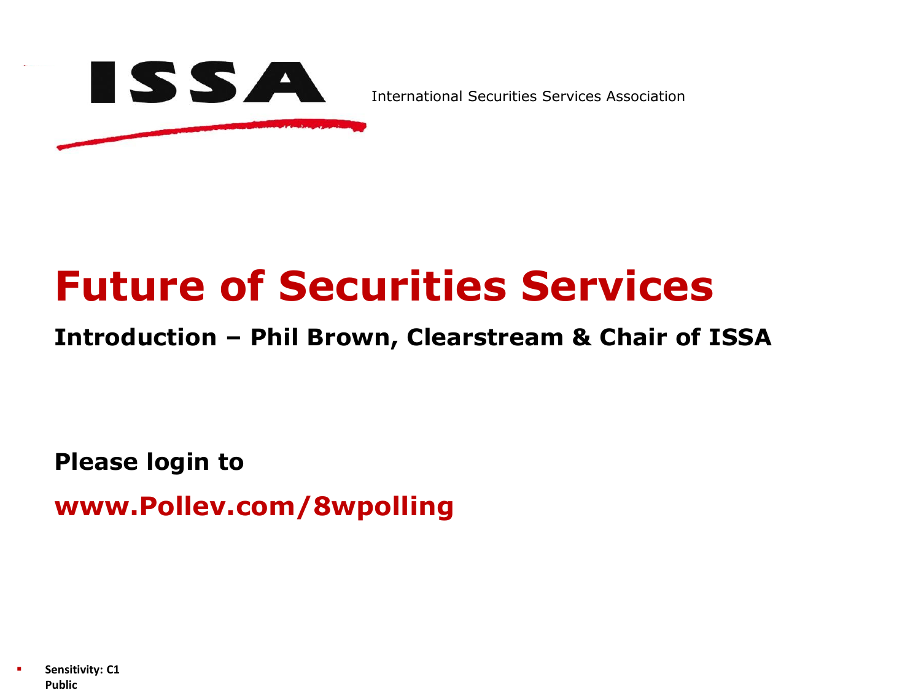ISSA

International Securities Services Association

# Future of Securities Services

**Introduction – Phil Brown, Clearstream & Chair of ISSA**

**Please login to**

**www.Pollev.com/8wpolling**

- **Sensitivity: C1 Public**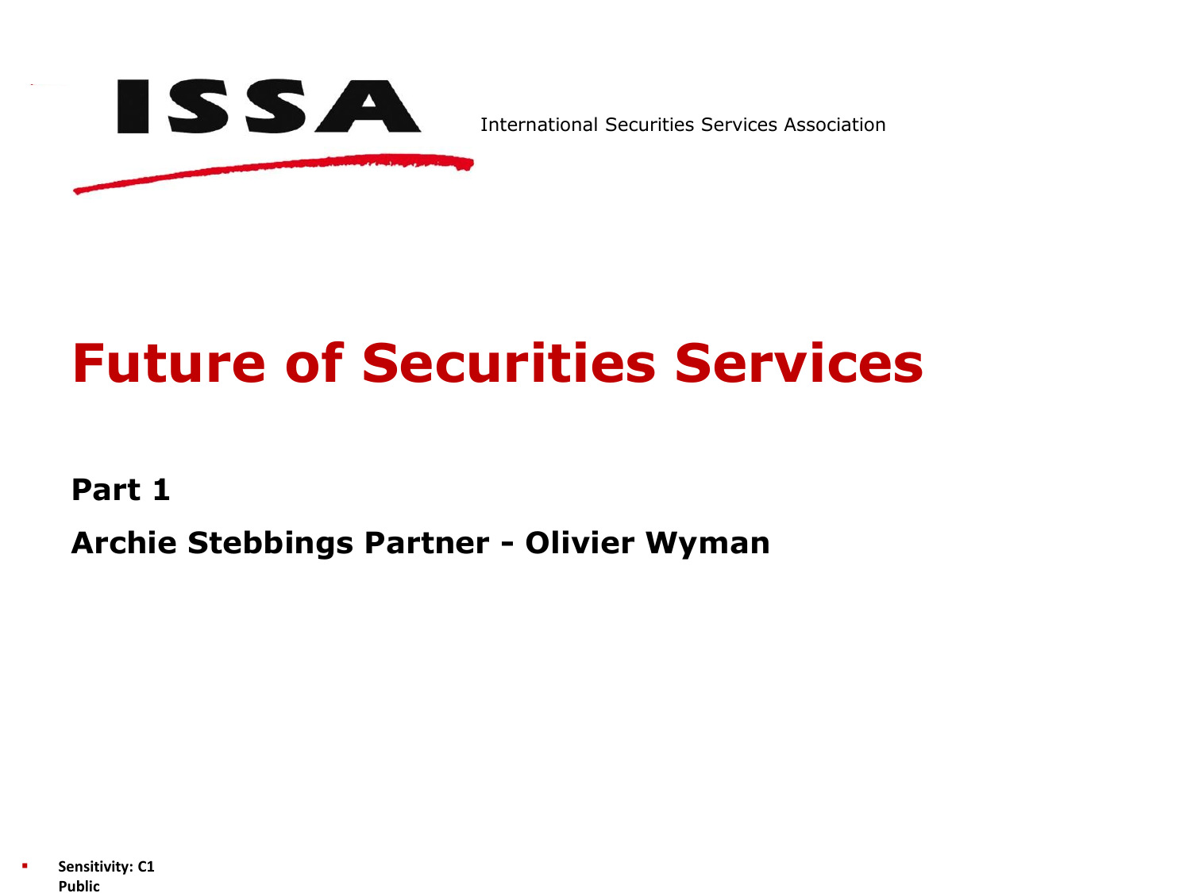ISSA

International Securities Services Association

# Future of Securities Services

**Part 1**

**Archie Stebbings Partner - Olivier Wyman**

**Sensitivity: C1 Public**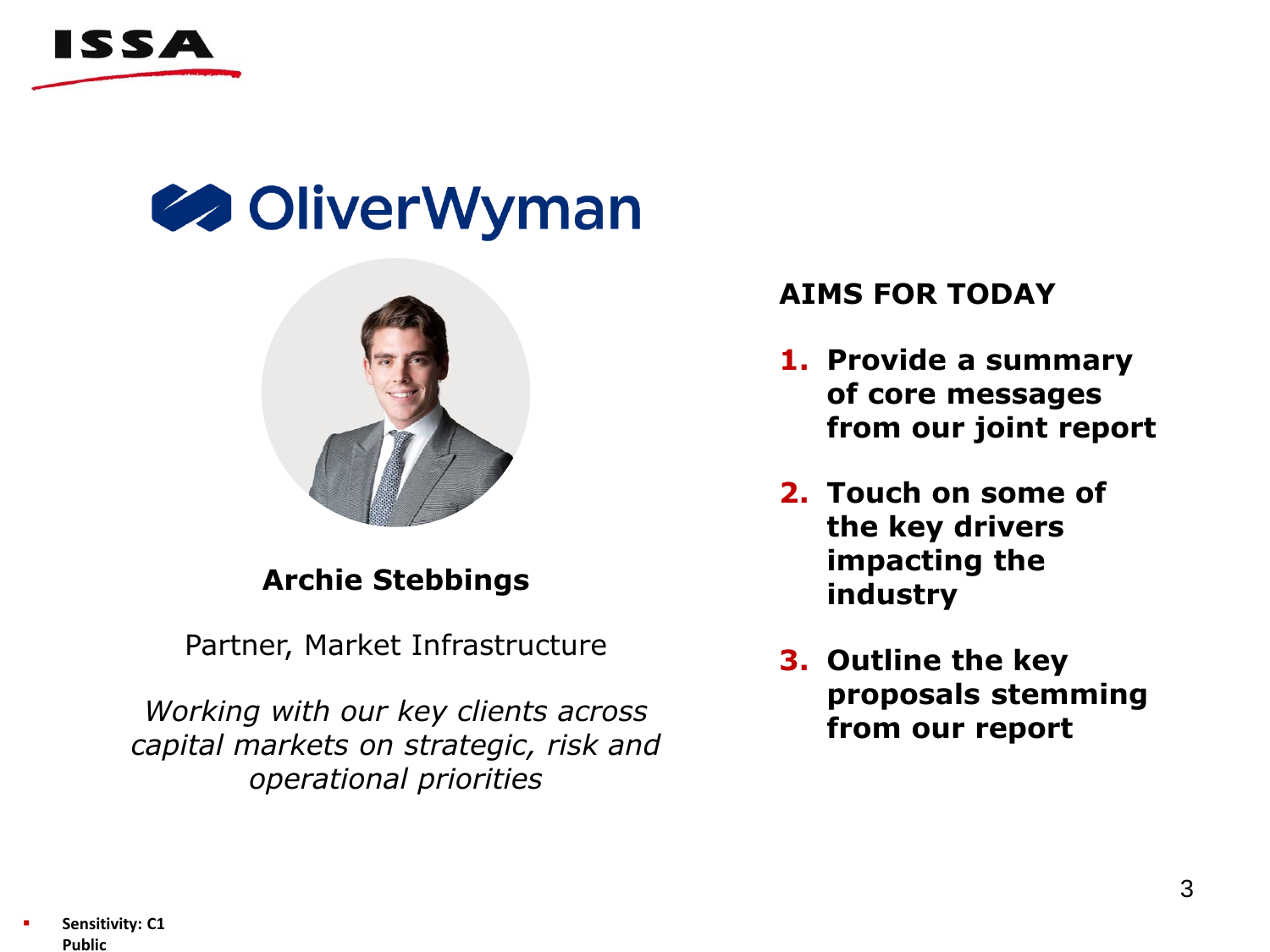OliverWyman

**Archie Stebbings**

Partner, Market Infrastructure

*Working with our key clients across capital markets on strategic, risk and operational priorities*

**AIMS FOR TODAY**

1. **Provide a summary of core messages from our joint report**
2. **Touch on some of the key drivers impacting the industry**
3. **Outline the key proposals stemming from our report**

**Sensitivity: C1 Public**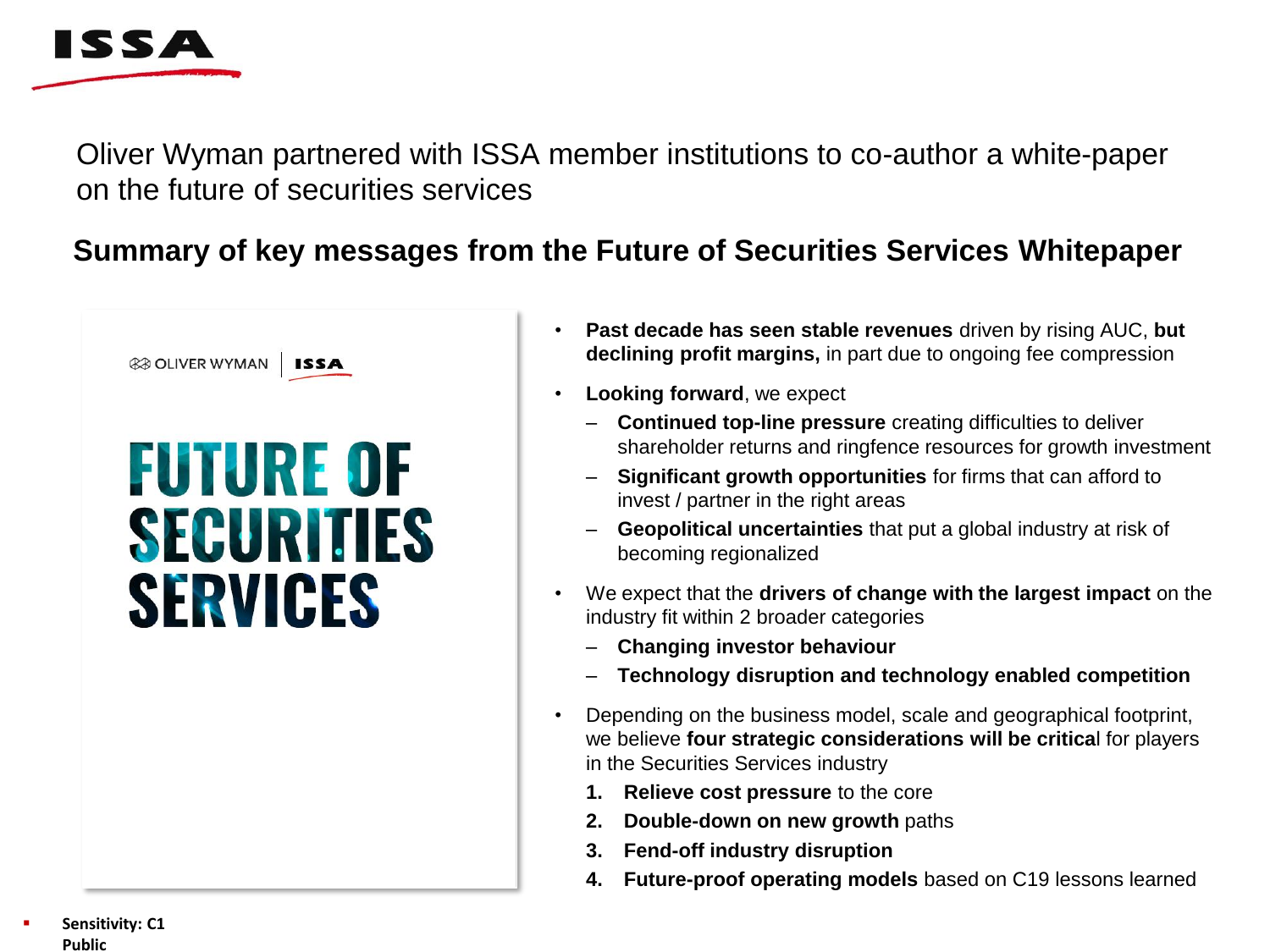Oliver Wyman partnered with ISSA member institutions to co-author a white-paper on the future of securities services

## Summary of key messages from the Future of Securities Services Whitepaper

OLIVER WYMAN | ISSA

FUTURE OF SECURITIES SERVICES

- **Past decade has seen stable revenues** driven by rising AUC, **but declining profit margins,** in part due to ongoing fee compression
- **Looking forward**, we expect
  - **Continued top-line pressure** creating difficulties to deliver shareholder returns and ringfence resources for growth investment
  - **Significant growth opportunities** for firms that can afford to invest / partner in the right areas
  - **Geopolitical uncertainties** that put a global industry at risk of becoming regionalized
- We expect that the **drivers of change with the largest impact** on the industry fit within 2 broader categories
  - **Changing investor behaviour**
  - **Technology disruption and technology enabled competition**
- Depending on the business model, scale and geographical footprint, we believe **four strategic considerations will be critica**l for players in the Securities Services industry
  1. **Relieve cost pressure** to the core
  2. **Double-down on new growth** paths
  3. **Fend-off industry disruption**
  4. **Future-proof operating models** based on C19 lessons learned

Sensitivity: C1 Public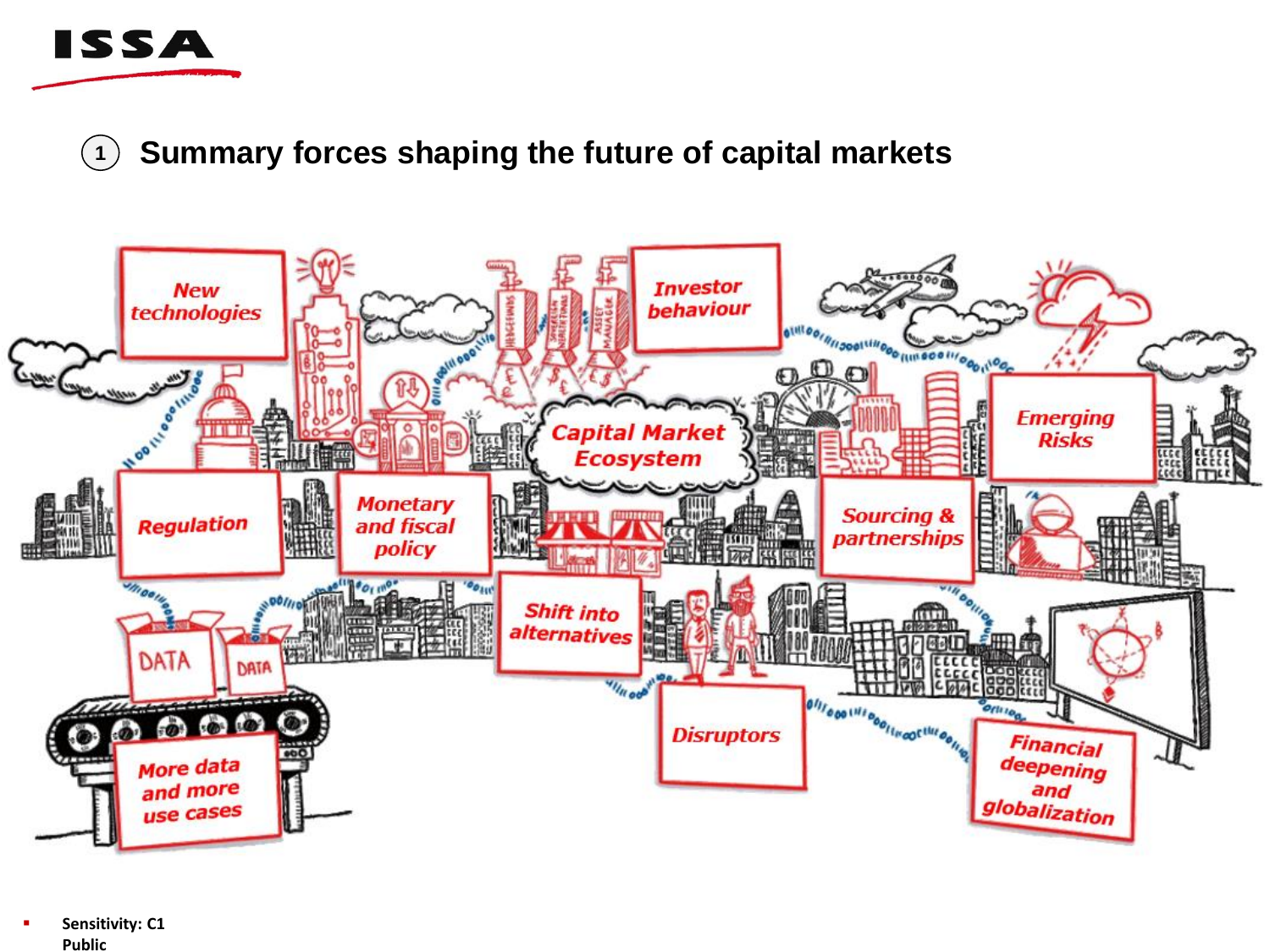## 1 Summary forces shaping the future of capital markets

- New technologies
- Investor behaviour
- Emerging Risks
- Capital Market Ecosystem
- Regulation
- Monetary and fiscal policy
- Sourcing & partnerships
- Shift into alternatives
- Disruptors
- More data and more use cases
- Financial deepening and globalization

Sensitivity: C1 Public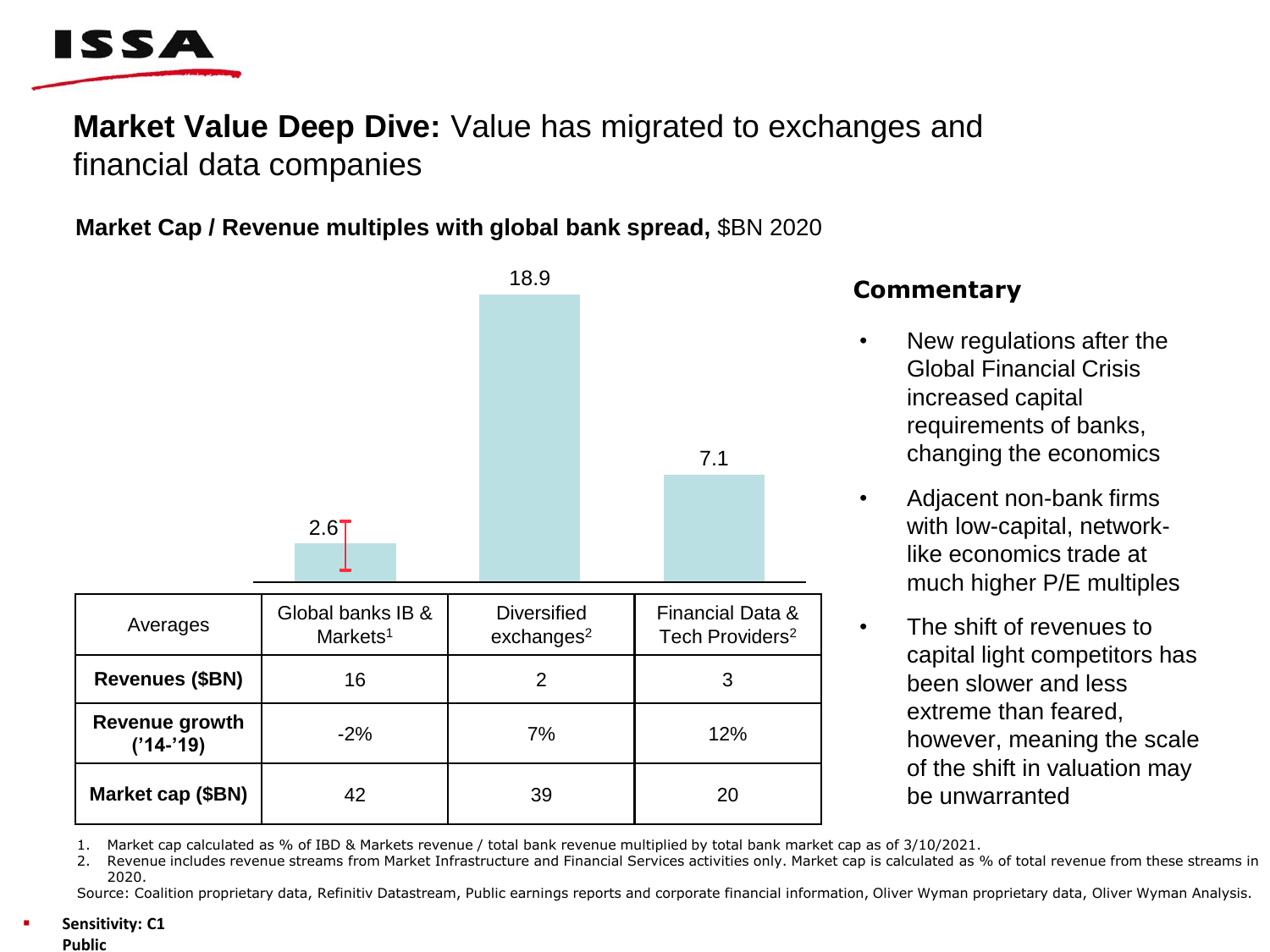## **Market Value Deep Dive:** Value has migrated to exchanges and financial data companies

**Market Cap / Revenue multiples with global bank spread,** $BN 2020

| | Global banks IB & Markets[1] | Diversified exchanges[2] | Financial Data & Tech Providers[2] |
|---|---|---|---|
| Market Cap / Revenue multiple | 2.6 | 18.9 | 7.1 |
| **Revenues ($BN)** | 16 | 2 | 3 |
| **Revenue growth ('14-'19)** | -2% | 7% | 12% |
| **Market cap ($BN)** | 42 | 39 | 20 |

Note: the first column header in the source table is "Averages".

### Commentary

- New regulations after the Global Financial Crisis increased capital requirements of banks, changing the economics
- Adjacent non-bank firms with low-capital, network-like economics trade at much higher P/E multiples
- The shift of revenues to capital light competitors has been slower and less extreme than feared, however, meaning the scale of the shift in valuation may be unwarranted

1. Market cap calculated as % of IBD & Markets revenue / total bank revenue multiplied by total bank market cap as of 3/10/2021.
2. Revenue includes revenue streams from Market Infrastructure and Financial Services activities only. Market cap is calculated as % of total revenue from these streams in 2020.

Source: Coalition proprietary data, Refinitiv Datastream, Public earnings reports and corporate financial information, Oliver Wyman proprietary data, Oliver Wyman Analysis.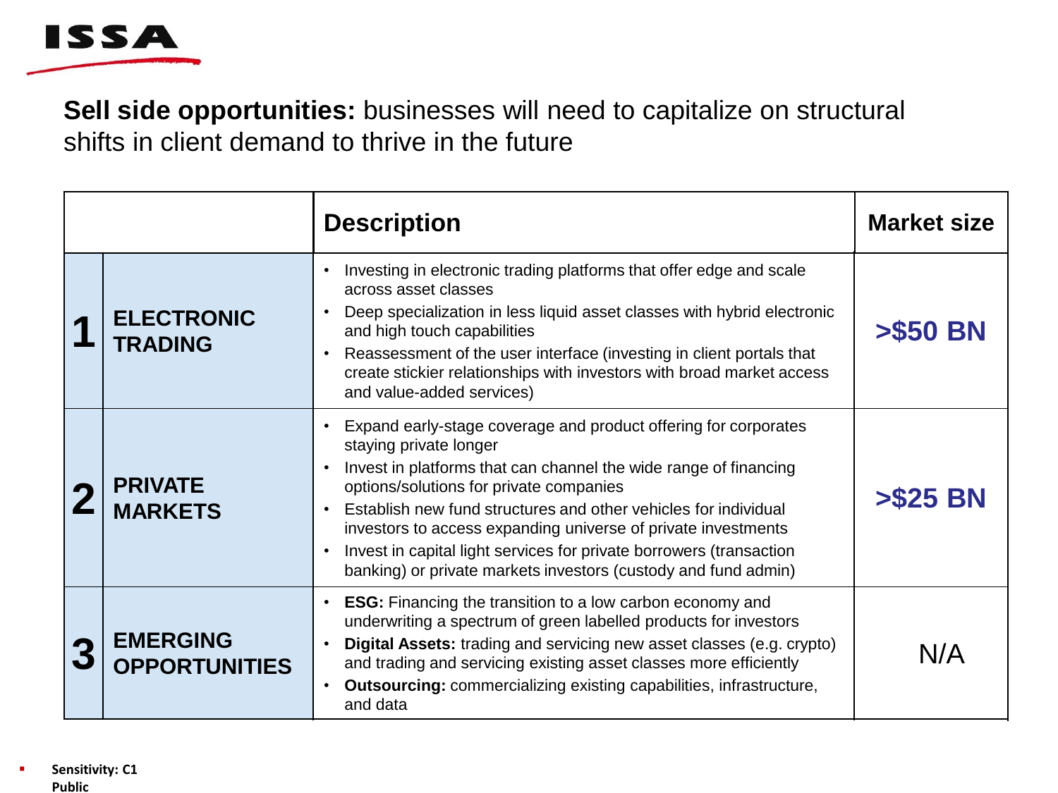**Sell side opportunities:** businesses will need to capitalize on structural shifts in client demand to thrive in the future

| | | Description | Market size |
|---|---|---|---|
| 1 | ELECTRONIC TRADING | • Investing in electronic trading platforms that offer edge and scale across asset classes<br>• Deep specialization in less liquid asset classes with hybrid electronic and high touch capabilities<br>• Reassessment of the user interface (investing in client portals that create stickier relationships with investors with broad market access and value-added services) | >$50 BN |
| 2 | PRIVATE MARKETS | • Expand early-stage coverage and product offering for corporates staying private longer<br>• Invest in platforms that can channel the wide range of financing options/solutions for private companies<br>• Establish new fund structures and other vehicles for individual investors to access expanding universe of private investments<br>• Invest in capital light services for private borrowers (transaction banking) or private markets investors (custody and fund admin) | >$25 BN |
| 3 | EMERGING OPPORTUNITIES | • **ESG:** Financing the transition to a low carbon economy and underwriting a spectrum of green labelled products for investors<br>• **Digital Assets:** trading and servicing new asset classes (e.g. crypto) and trading and servicing existing asset classes more efficiently<br>• **Outsourcing:** commercializing existing capabilities, infrastructure, and data | N/A |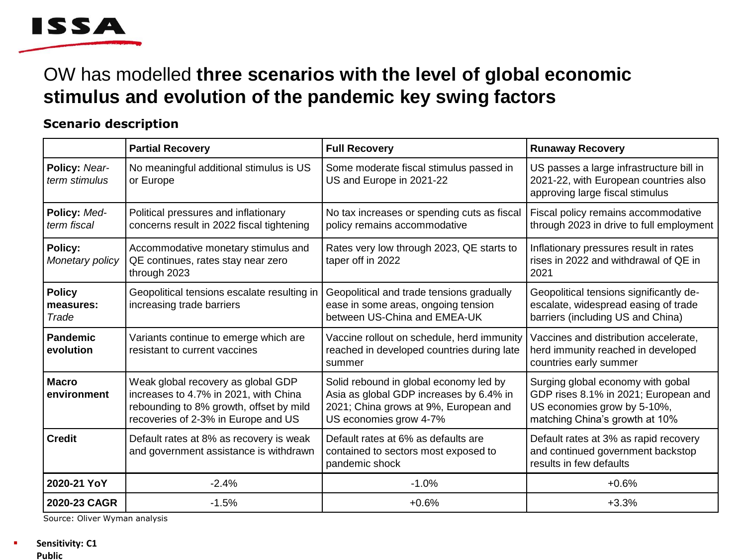# OW has modelled **three scenarios with the level of global economic stimulus and evolution of the pandemic key swing factors**

### Scenario description

| | **Partial Recovery** | **Full Recovery** | **Runaway Recovery** |
|---|---|---|---|
| **Policy:** *Near-term stimulus* | No meaningful additional stimulus is US or Europe | Some moderate fiscal stimulus passed in US and Europe in 2021-22 | US passes a large infrastructure bill in 2021-22, with European countries also approving large fiscal stimulus |
| **Policy:** *Med-term fiscal* | Political pressures and inflationary concerns result in 2022 fiscal tightening | No tax increases or spending cuts as fiscal policy remains accommodative | Fiscal policy remains accommodative through 2023 in drive to full employment |
| **Policy:** *Monetary policy* | Accommodative monetary stimulus and QE continues, rates stay near zero through 2023 | Rates very low through 2023, QE starts to taper off in 2022 | Inflationary pressures result in rates rises in 2022 and withdrawal of QE in 2021 |
| **Policy measures:** *Trade* | Geopolitical tensions escalate resulting in increasing trade barriers | Geopolitical and trade tensions gradually ease in some areas, ongoing tension between US-China and EMEA-UK | Geopolitical tensions significantly de-escalate, widespread easing of trade barriers (including US and China) |
| **Pandemic evolution** | Variants continue to emerge which are resistant to current vaccines | Vaccine rollout on schedule, herd immunity reached in developed countries during late summer | Vaccines and distribution accelerate, herd immunity reached in developed countries early summer |
| **Macro environment** | Weak global recovery as global GDP increases to 4.7% in 2021, with China rebounding to 8% growth, offset by mild recoveries of 2-3% in Europe and US | Solid rebound in global economy led by Asia as global GDP increases by 6.4% in 2021; China grows at 9%, European and US economies grow 4-7% | Surging global economy with gobal GDP rises 8.1% in 2021; European and US economies grow by 5-10%, matching China's growth at 10% |
| **Credit** | Default rates at 8% as recovery is weak and government assistance is withdrawn | Default rates at 6% as defaults are contained to sectors most exposed to pandemic shock | Default rates at 3% as rapid recovery and continued government backstop results in few defaults |
| **2020-21 YoY** | -2.4% | -1.0% | +0.6% |
| **2020-23 CAGR** | -1.5% | +0.6% | +3.3% |

Source: Oliver Wyman analysis

**Sensitivity: C1 Public**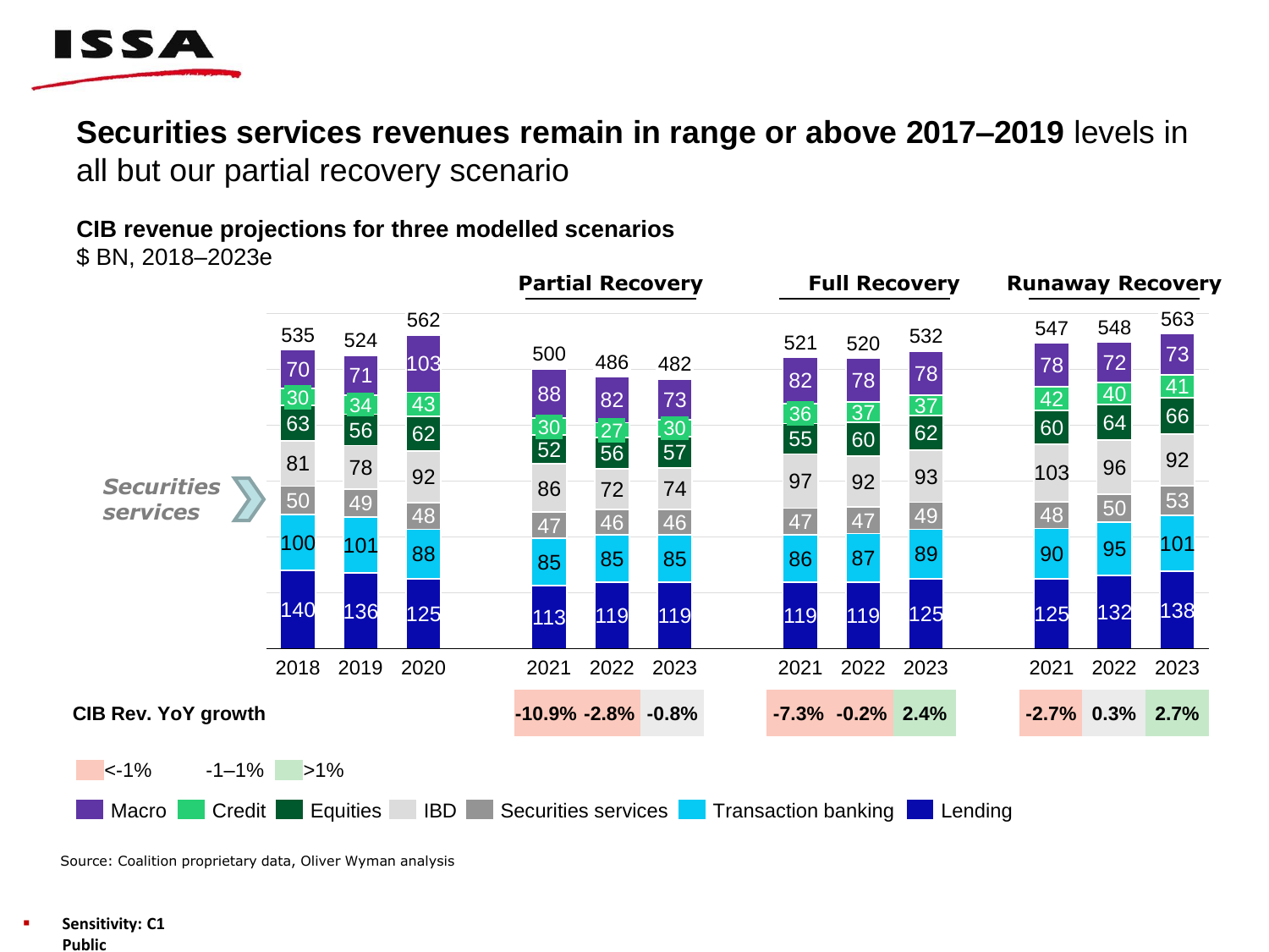## **Securities services revenues remain in range or above 2017–2019** levels in all but our partial recovery scenario

**CIB revenue projections for three modelled scenarios**

$ BN, 2018–2023e

| | 2018 | 2019 | 2020 | Partial Recovery 2021 | Partial Recovery 2022 | Partial Recovery 2023 | Full Recovery 2021 | Full Recovery 2022 | Full Recovery 2023 | Runaway Recovery 2021 | Runaway Recovery 2022 | Runaway Recovery 2023 |
|---|---|---|---|---|---|---|---|---|---|---|---|---|
| Macro | 70 | 71 | 103 | 88 | 82 | 73 | 82 | 78 | 78 | 78 | 72 | 73 |
| Credit | 30 | 34 | 43 | 30 | 27 | 30 | 36 | 37 | 37 | 42 | 40 | 41 |
| Equities | 63 | 56 | 62 | 52 | 56 | 57 | 55 | 60 | 62 | 60 | 64 | 66 |
| IBD | 81 | 78 | 92 | 86 | 72 | 74 | 97 | 92 | 93 | 103 | 96 | 92 |
| Securities services | 50 | 49 | 48 | 47 | 46 | 46 | 47 | 47 | 49 | 48 | 50 | 53 |
| Transaction banking | 100 | 101 | 88 | 85 | 85 | 85 | 86 | 87 | 89 | 90 | 95 | 101 |
| Lending | 140 | 136 | 125 | 113 | 119 | 119 | 119 | 119 | 125 | 125 | 132 | 138 |
| **Total** | 535 | 524 | 562 | 500 | 486 | 482 | 521 | 520 | 532 | 547 | 548 | 563 |
| **CIB Rev. YoY growth** | | | | -10.9% | -2.8% | -0.8% | -7.3% | -0.2% | 2.4% | -2.7% | 0.3% | 2.7% |

YoY growth shading: <-1% | -1–1% | >1%

Source: Coalition proprietary data, Oliver Wyman analysis

Sensitivity: C1 Public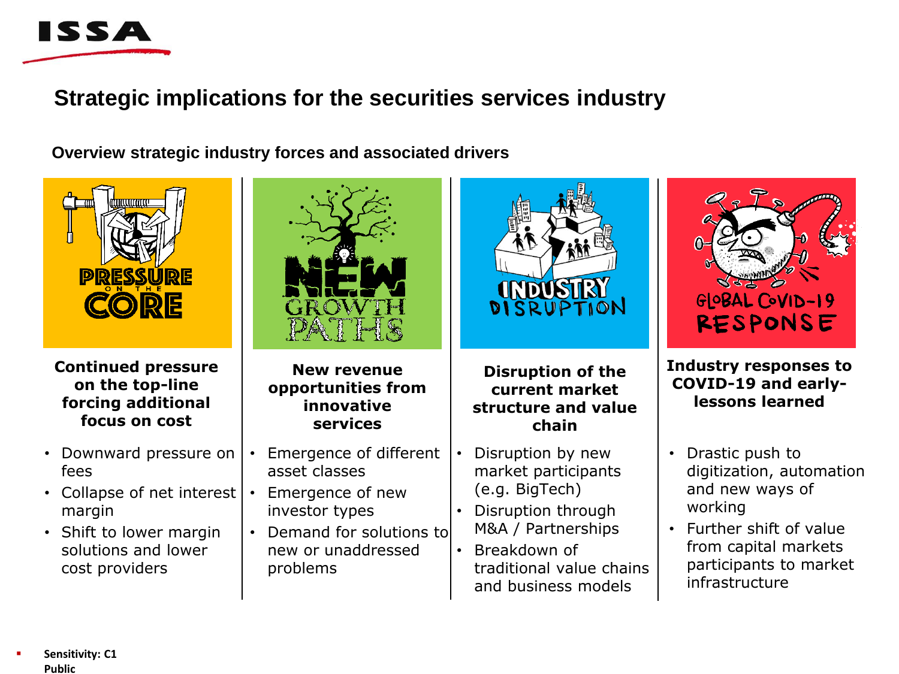# Strategic implications for the securities services industry

**Overview strategic industry forces and associated drivers**

### PRESSURE ON THE CORE

**Continued pressure on the top-line forcing additional focus on cost**

- Downward pressure on fees
- Collapse of net interest margin
- Shift to lower margin solutions and lower cost providers

### NEW GROWTH PATHS

**New revenue opportunities from innovative services**

- Emergence of different asset classes
- Emergence of new investor types
- Demand for solutions to new or unaddressed problems

### INDUSTRY DISRUPTION

**Disruption of the current market structure and value chain**

- Disruption by new market participants (e.g. BigTech)
- Disruption through M&A / Partnerships
- Breakdown of traditional value chains and business models

### GLOBAL COVID-19 RESPONSE

**Industry responses to COVID-19 and early-lessons learned**

- Drastic push to digitization, automation and new ways of working
- Further shift of value from capital markets participants to market infrastructure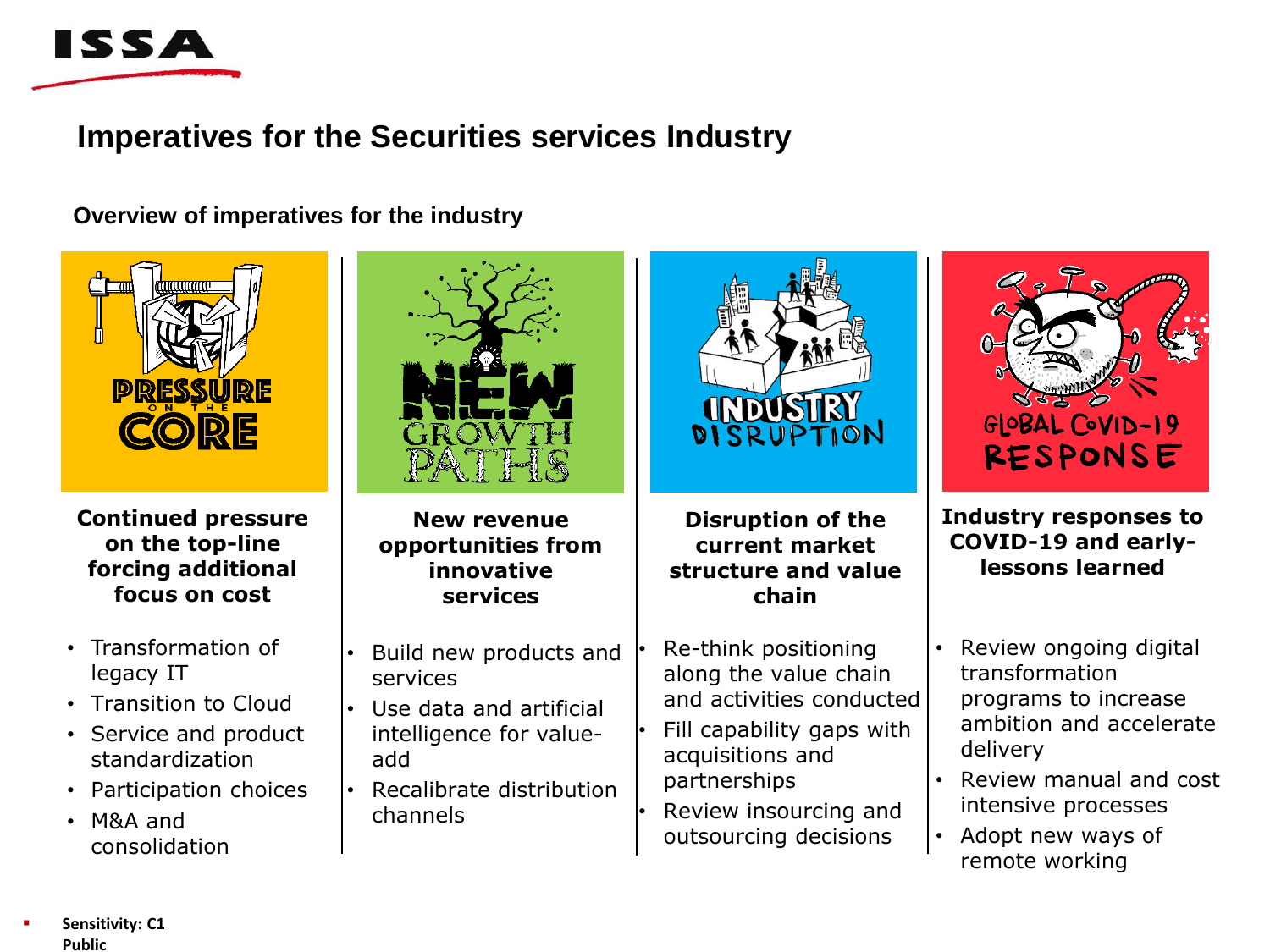# Imperatives for the Securities services Industry

## Overview of imperatives for the industry

### PRESSURE ON THE CORE

**Continued pressure on the top-line forcing additional focus on cost**

- Transformation of legacy IT
- Transition to Cloud
- Service and product standardization
- Participation choices
- M&A and consolidation

### NEW GROWTH PATHS

**New revenue opportunities from innovative services**

- Build new products and services
- Use data and artificial intelligence for value-add
- Recalibrate distribution channels

### INDUSTRY DISRUPTION

**Disruption of the current market structure and value chain**

- Re-think positioning along the value chain and activities conducted
- Fill capability gaps with acquisitions and partnerships
- Review insourcing and outsourcing decisions

### GLOBAL COVID-19 RESPONSE

**Industry responses to COVID-19 and early-lessons learned**

- Review ongoing digital transformation programs to increase ambition and accelerate delivery
- Review manual and cost intensive processes
- Adopt new ways of remote working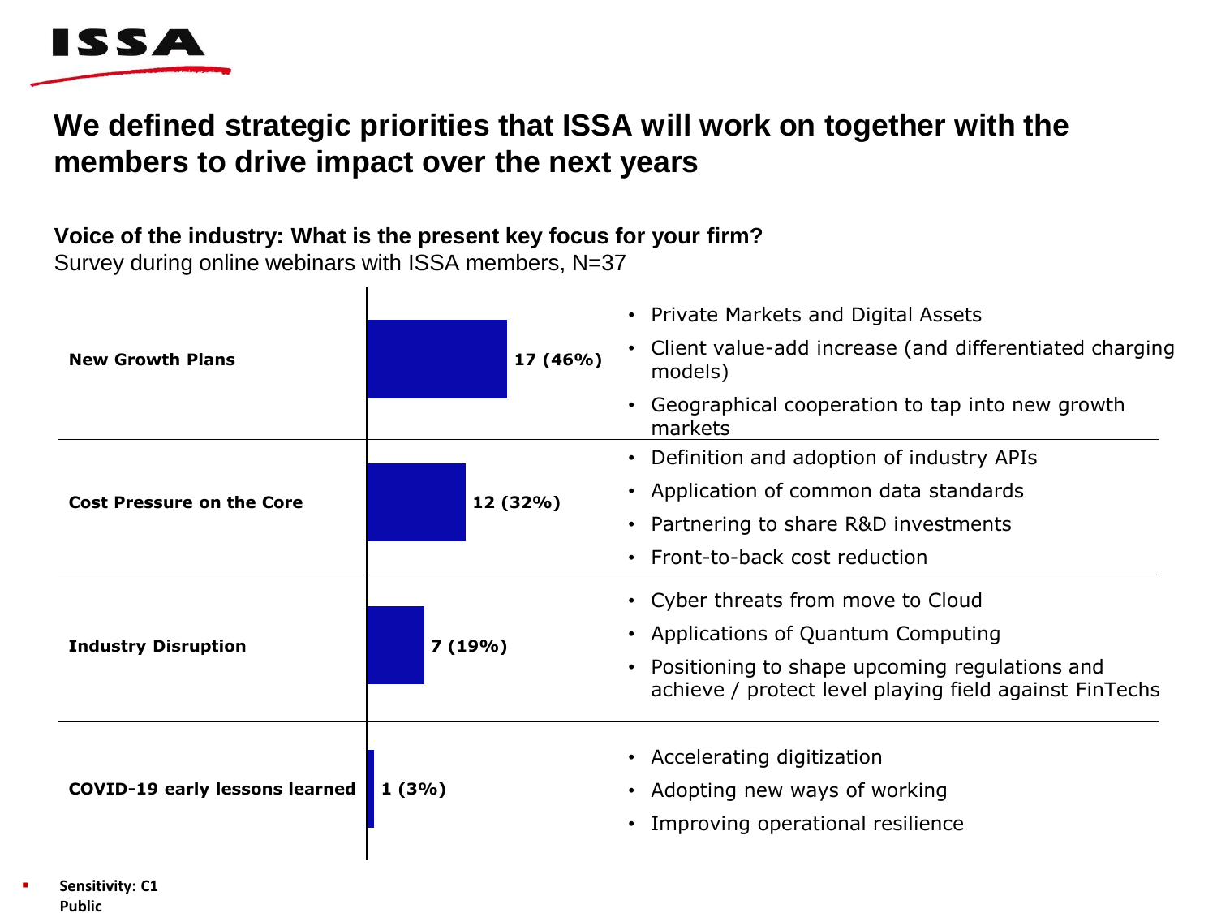# We defined strategic priorities that ISSA will work on together with the members to drive impact over the next years

**Voice of the industry: What is the present key focus for your firm?**
Survey during online webinars with ISSA members, N=37

| Focus | Responses | Priorities |
|---|---|---|
| **New Growth Plans** | **17 (46%)** | • Private Markets and Digital Assets<br>• Client value-add increase (and differentiated charging models)<br>• Geographical cooperation to tap into new growth markets |
| **Cost Pressure on the Core** | **12 (32%)** | • Definition and adoption of industry APIs<br>• Application of common data standards<br>• Partnering to share R&D investments<br>• Front-to-back cost reduction |
| **Industry Disruption** | **7 (19%)** | • Cyber threats from move to Cloud<br>• Applications of Quantum Computing<br>• Positioning to shape upcoming regulations and achieve / protect level playing field against FinTechs |
| **COVID-19 early lessons learned** | **1 (3%)** | • Accelerating digitization<br>• Adopting new ways of working<br>• Improving operational resilience |

**Sensitivity: C1**
**Public**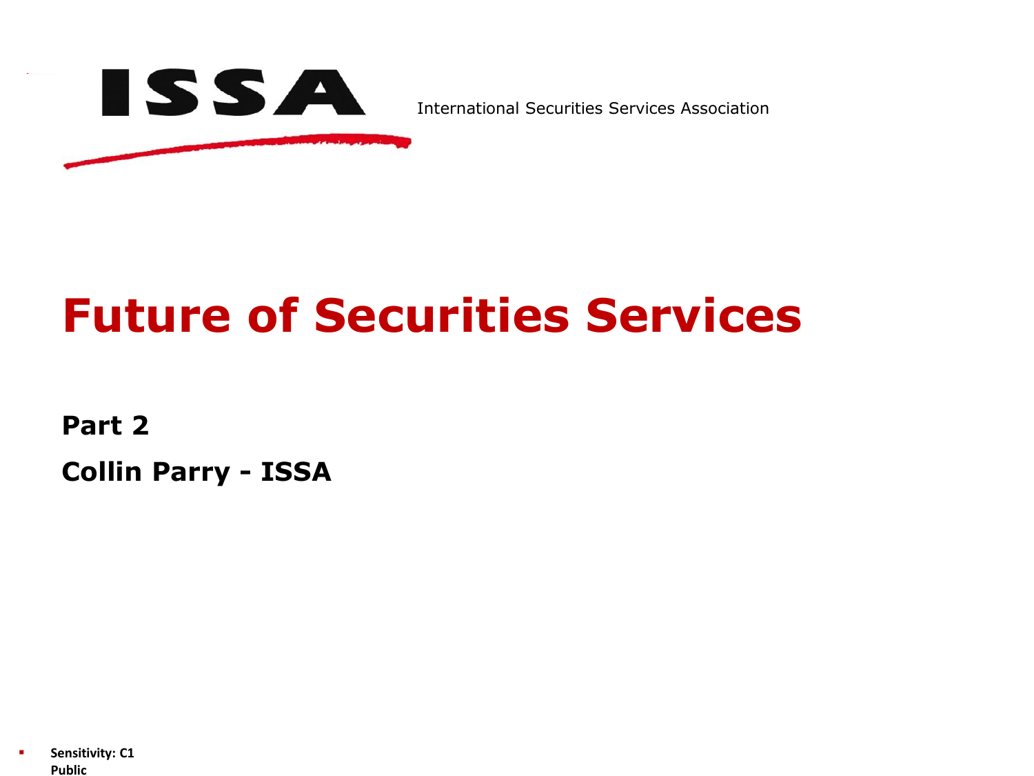ISSA

International Securities Services Association

# Future of Securities Services

**Part 2**

**Collin Parry - ISSA**

Sensitivity: C1 Public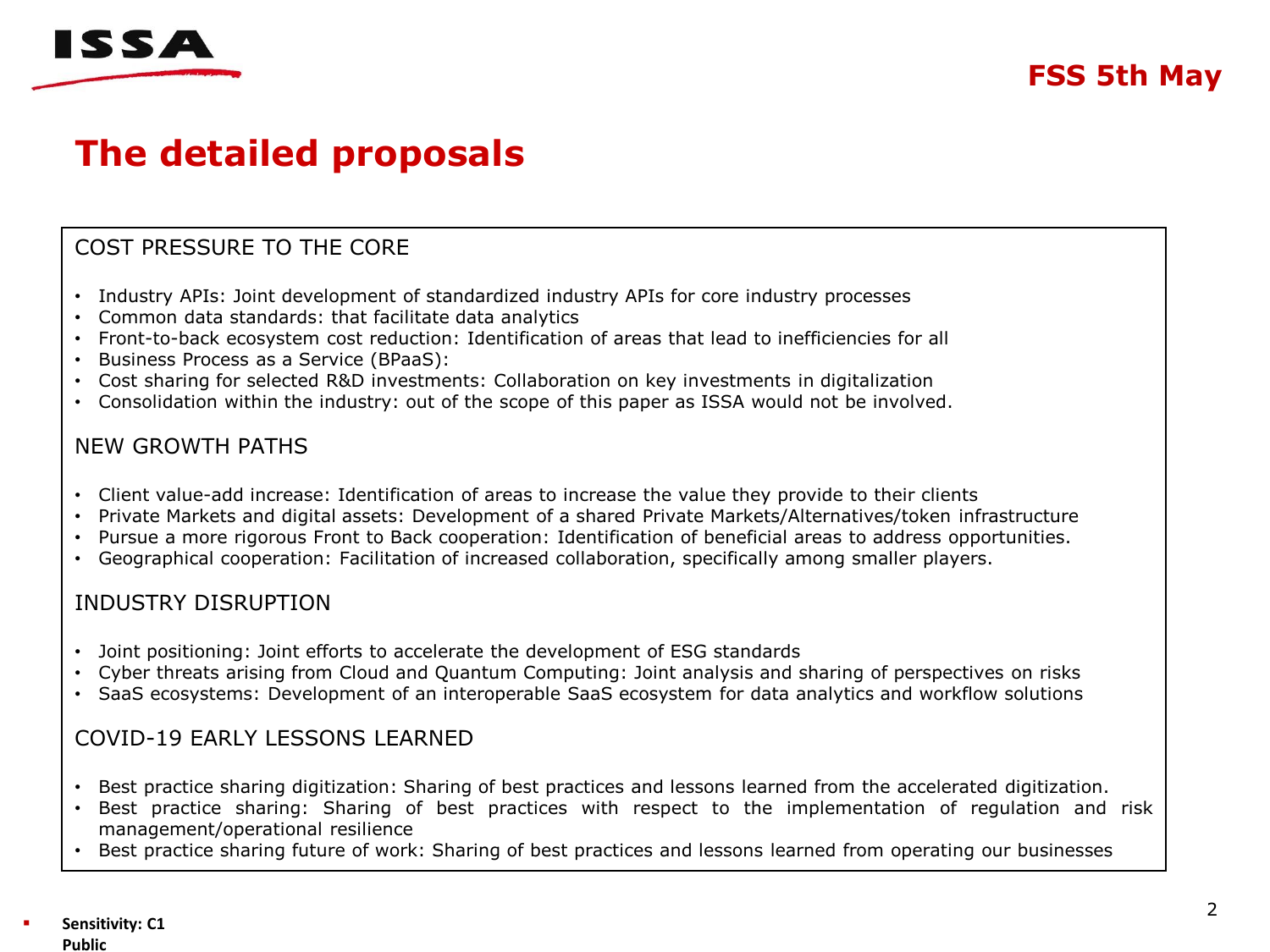# The detailed proposals

## COST PRESSURE TO THE CORE

- Industry APIs: Joint development of standardized industry APIs for core industry processes
- Common data standards: that facilitate data analytics
- Front-to-back ecosystem cost reduction: Identification of areas that lead to inefficiencies for all
- Business Process as a Service (BPaaS):
- Cost sharing for selected R&D investments: Collaboration on key investments in digitalization
- Consolidation within the industry: out of the scope of this paper as ISSA would not be involved.

## NEW GROWTH PATHS

- Client value-add increase: Identification of areas to increase the value they provide to their clients
- Private Markets and digital assets: Development of a shared Private Markets/Alternatives/token infrastructure
- Pursue a more rigorous Front to Back cooperation: Identification of beneficial areas to address opportunities.
- Geographical cooperation: Facilitation of increased collaboration, specifically among smaller players.

## INDUSTRY DISRUPTION

- Joint positioning: Joint efforts to accelerate the development of ESG standards
- Cyber threats arising from Cloud and Quantum Computing: Joint analysis and sharing of perspectives on risks
- SaaS ecosystems: Development of an interoperable SaaS ecosystem for data analytics and workflow solutions

## COVID-19 EARLY LESSONS LEARNED

- Best practice sharing digitization: Sharing of best practices and lessons learned from the accelerated digitization.
- Best practice sharing: Sharing of best practices with respect to the implementation of regulation and risk management/operational resilience
- Best practice sharing future of work: Sharing of best practices and lessons learned from operating our businesses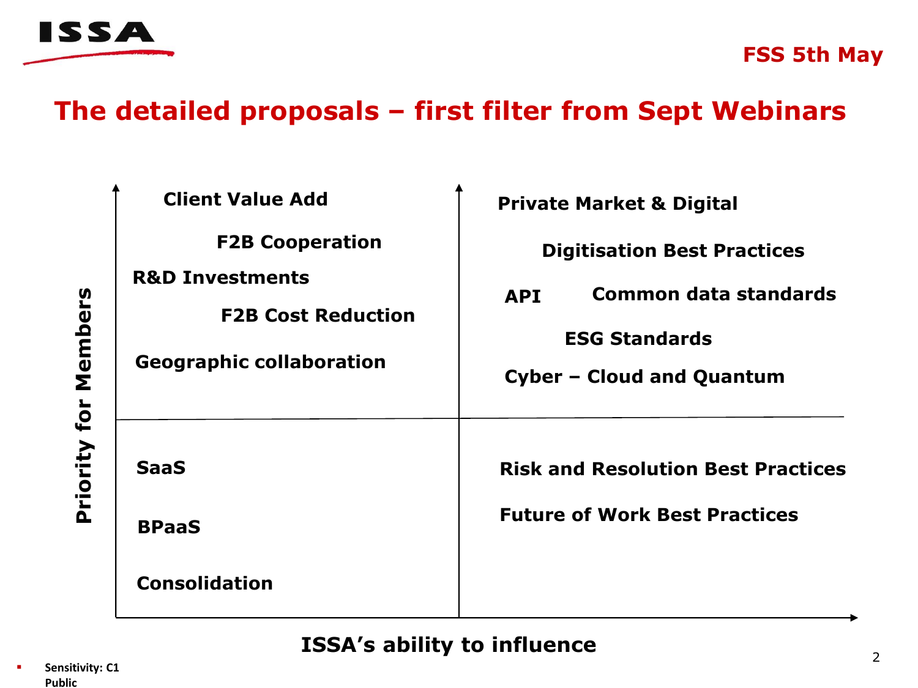FSS 5th May

## The detailed proposals – first filter from Sept Webinars

**Priority for Members** (vertical axis) / **ISSA's ability to influence** (horizontal axis)

**High priority, lower ability to influence:**

- Client Value Add
- F2B Cooperation
- R&D Investments
- F2B Cost Reduction
- Geographic collaboration

**High priority, higher ability to influence:**

- Private Market & Digital
- Digitisation Best Practices
- API
- Common data standards
- ESG Standards
- Cyber – Cloud and Quantum

**Lower priority, lower ability to influence:**

- SaaS
- BPaaS
- Consolidation

**Lower priority, higher ability to influence:**

- Risk and Resolution Best Practices
- Future of Work Best Practices

Sensitivity: C1 Public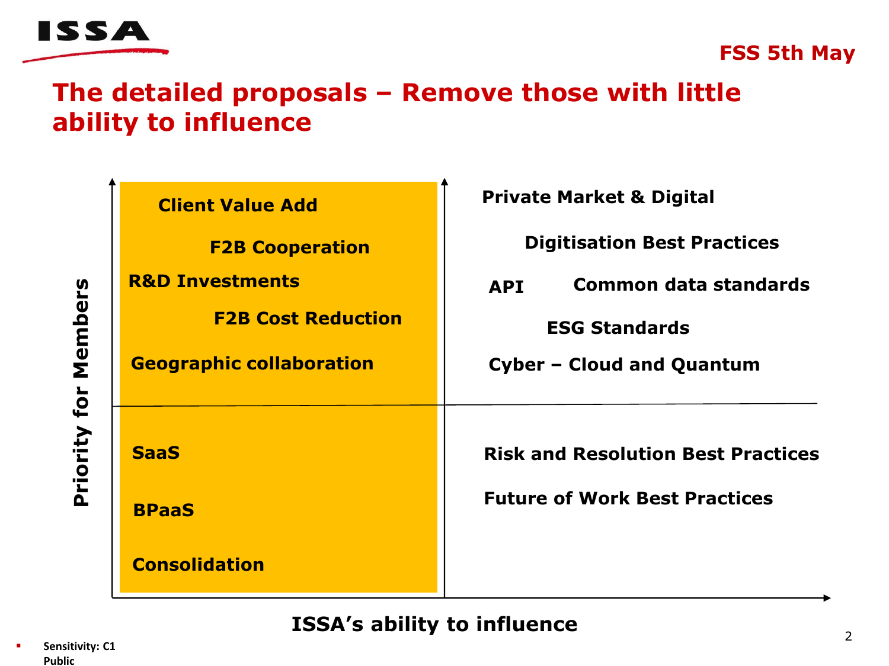FSS 5th May

# The detailed proposals – Remove those with little ability to influence

**Priority for Members** (vertical axis) / **ISSA's ability to influence** (horizontal axis)

| | Lower ability to influence (highlighted) | Higher ability to influence |
|---|---|---|
| **Higher priority for members** | Client Value Add<br>F2B Cooperation<br>R&D Investments<br>F2B Cost Reduction<br>Geographic collaboration | Private Market & Digital<br>Digitisation Best Practices<br>API<br>Common data standards<br>ESG Standards<br>Cyber – Cloud and Quantum |
| **Lower priority for members** | SaaS<br>BPaaS<br>Consolidation | Risk and Resolution Best Practices<br>Future of Work Best Practices |

Sensitivity: C1 Public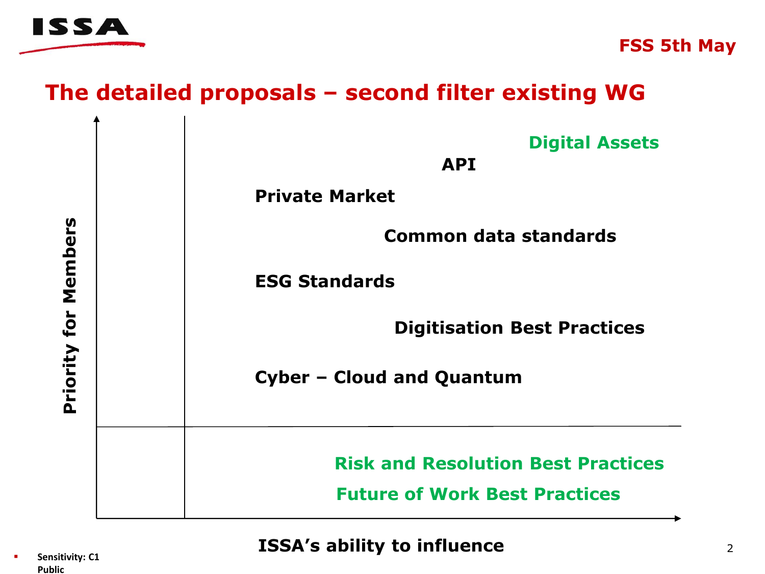## The detailed proposals – second filter existing WG

**Digital Assets**

**API**

**Private Market**

**Common data standards**

**ESG Standards**

**Digitisation Best Practices**

**Cyber – Cloud and Quantum**

**Risk and Resolution Best Practices**

**Future of Work Best Practices**

**Priority for Members**

**ISSA's ability to influence**

Sensitivity: C1 Public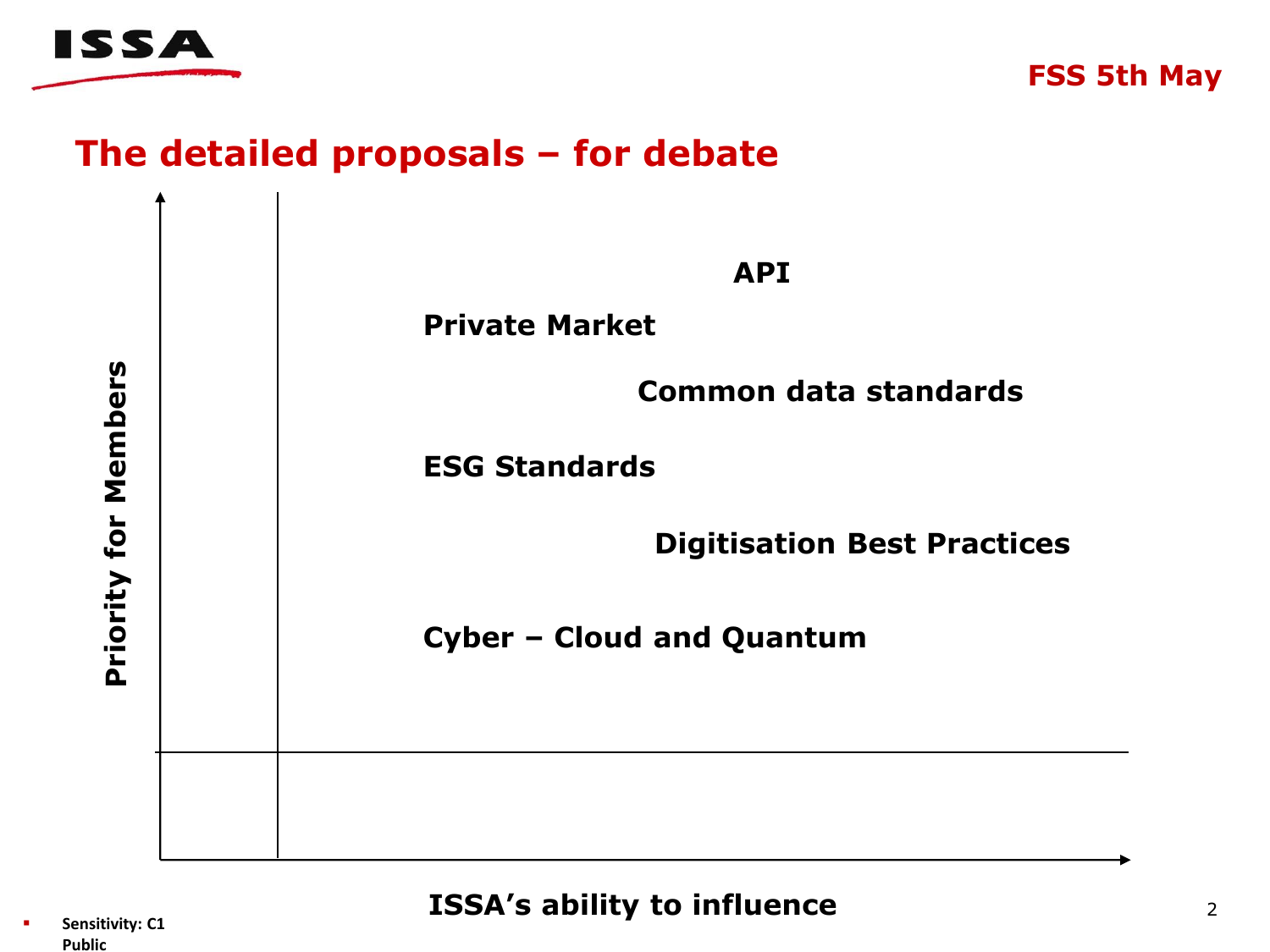# The detailed proposals – for debate

**Priority for Members**

**API**

**Private Market**

**Common data standards**

**ESG Standards**

**Digitisation Best Practices**

**Cyber – Cloud and Quantum**

**ISSA's ability to influence**

- **Sensitivity: C1 Public**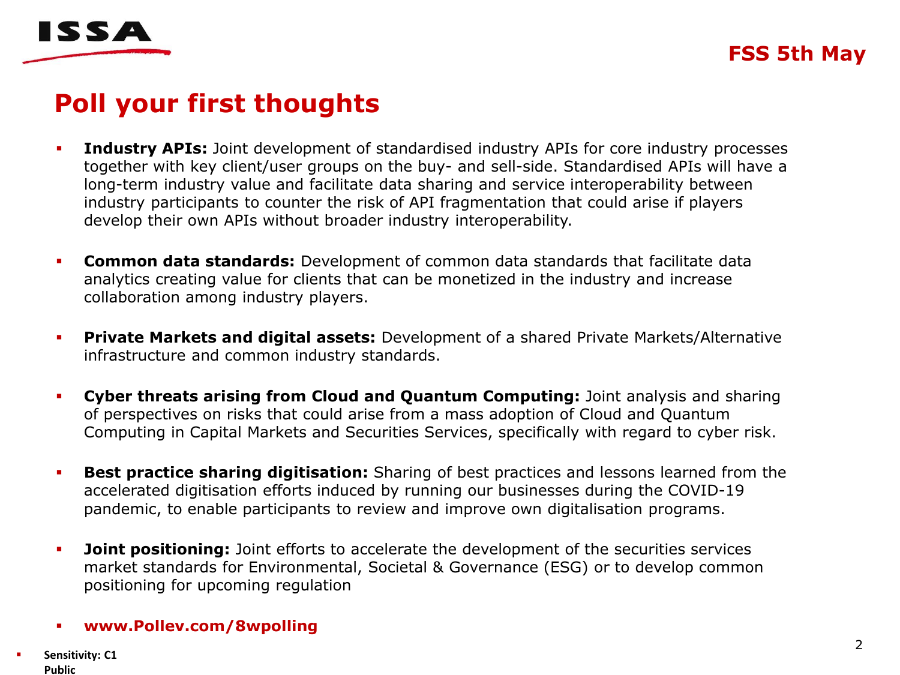## Poll your first thoughts

- **Industry APIs:** Joint development of standardised industry APIs for core industry processes together with key client/user groups on the buy- and sell-side. Standardised APIs will have a long-term industry value and facilitate data sharing and service interoperability between industry participants to counter the risk of API fragmentation that could arise if players develop their own APIs without broader industry interoperability.

- **Common data standards:** Development of common data standards that facilitate data analytics creating value for clients that can be monetized in the industry and increase collaboration among industry players.

- **Private Markets and digital assets:** Development of a shared Private Markets/Alternative infrastructure and common industry standards.

- **Cyber threats arising from Cloud and Quantum Computing:** Joint analysis and sharing of perspectives on risks that could arise from a mass adoption of Cloud and Quantum Computing in Capital Markets and Securities Services, specifically with regard to cyber risk.

- **Best practice sharing digitisation:** Sharing of best practices and lessons learned from the accelerated digitisation efforts induced by running our businesses during the COVID-19 pandemic, to enable participants to review and improve own digitalisation programs.

- **Joint positioning:** Joint efforts to accelerate the development of the securities services market standards for Environmental, Societal & Governance (ESG) or to develop common positioning for upcoming regulation

- **www.Pollev.com/8wpolling**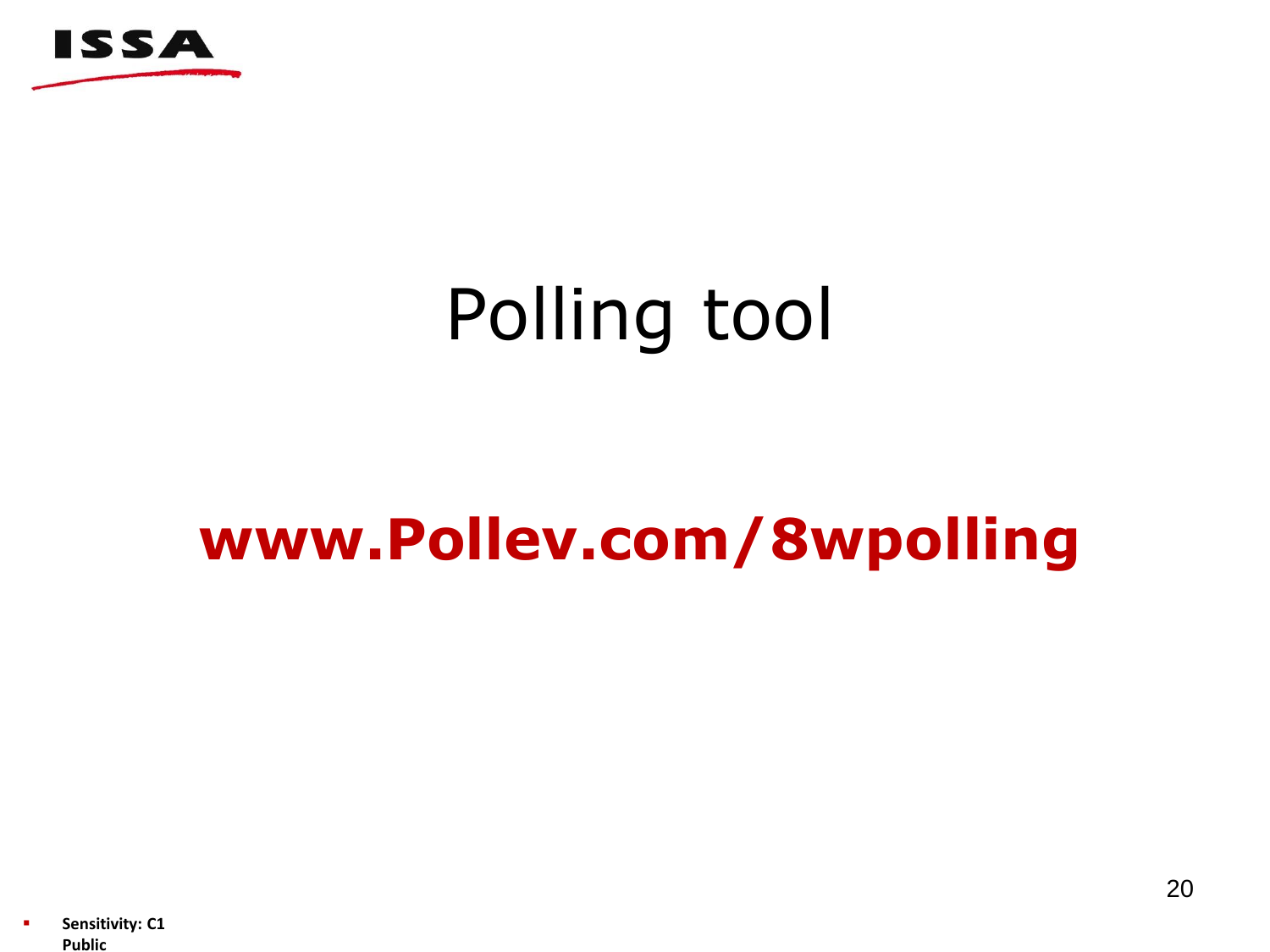# Polling tool

**www.Pollev.com/8wpolling**

- **Sensitivity: C1 Public**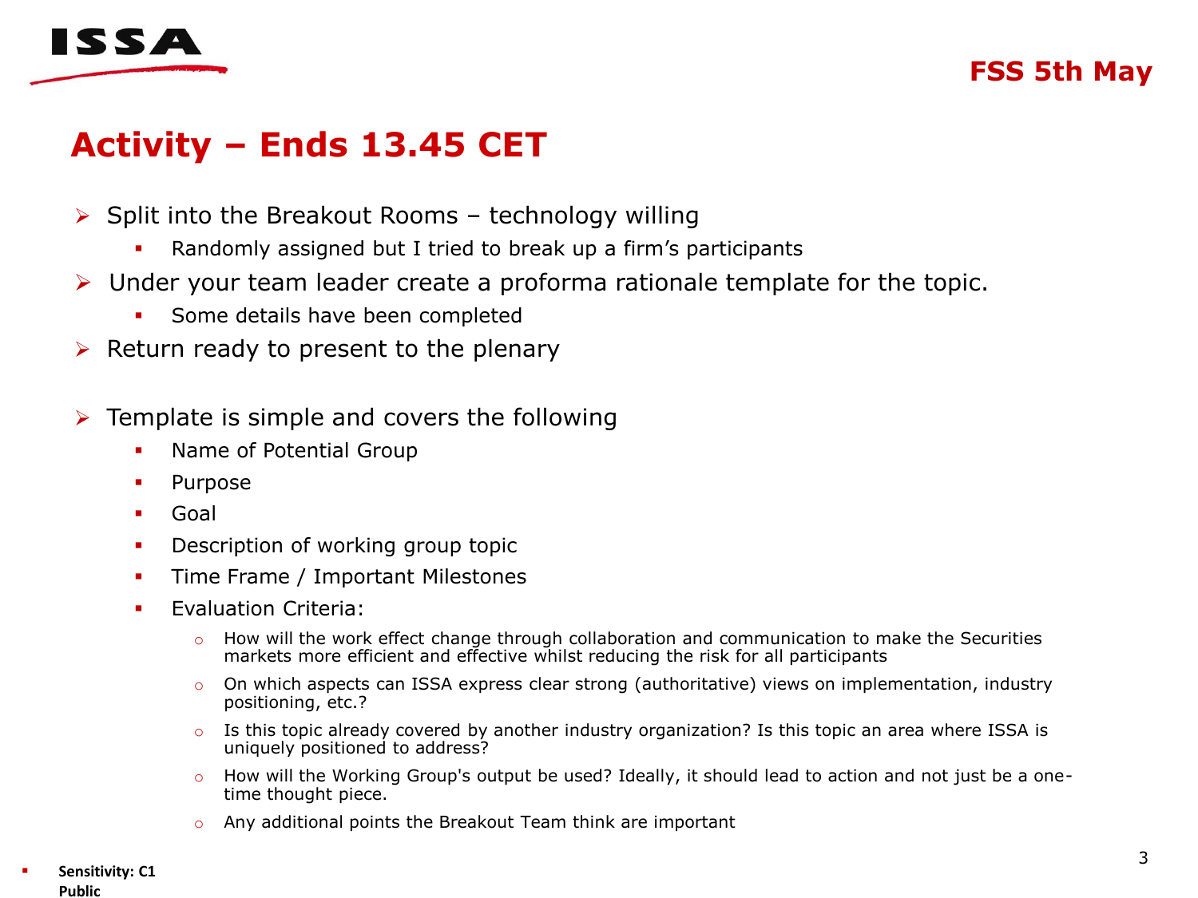# Activity – Ends 13.45 CET

- Split into the Breakout Rooms – technology willing
  - Randomly assigned but I tried to break up a firm's participants
- Under your team leader create a proforma rationale template for the topic.
  - Some details have been completed
- Return ready to present to the plenary

- Template is simple and covers the following
  - Name of Potential Group
  - Purpose
  - Goal
  - Description of working group topic
  - Time Frame / Important Milestones
  - Evaluation Criteria:
    - How will the work effect change through collaboration and communication to make the Securities markets more efficient and effective whilst reducing the risk for all participants
    - On which aspects can ISSA express clear strong (authoritative) views on implementation, industry positioning, etc.?
    - Is this topic already covered by another industry organization? Is this topic an area where ISSA is uniquely positioned to address?
    - How will the Working Group's output be used? Ideally, it should lead to action and not just be a one-time thought piece.
    - Any additional points the Breakout Team think are important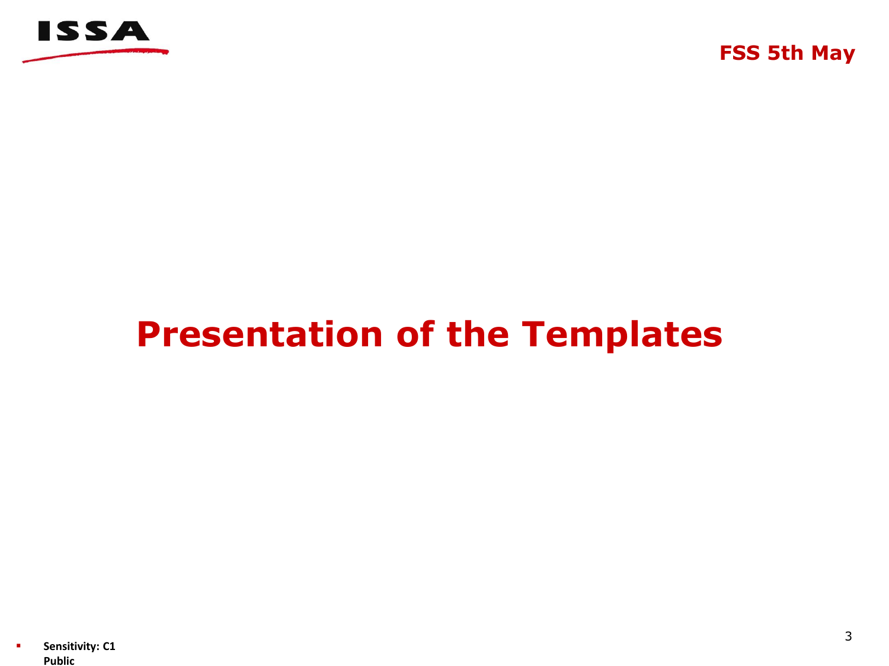# Presentation of the Templates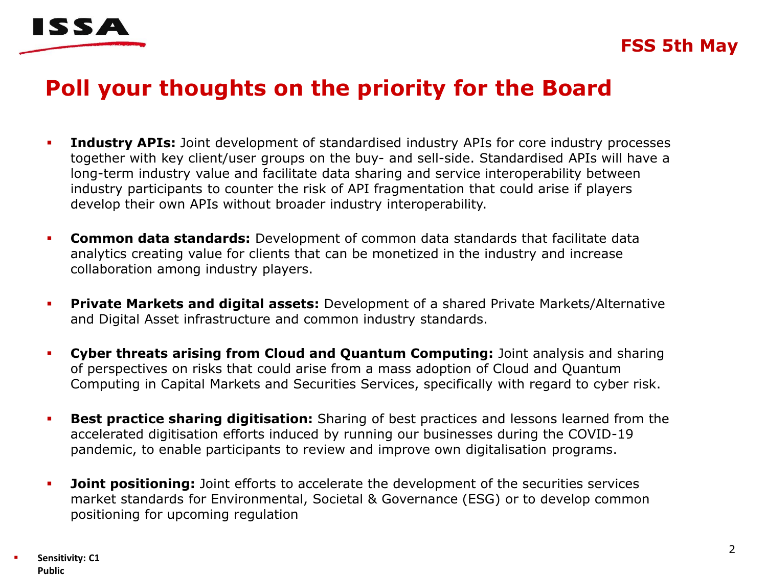# Poll your thoughts on the priority for the Board

- **Industry APIs:** Joint development of standardised industry APIs for core industry processes together with key client/user groups on the buy- and sell-side. Standardised APIs will have a long-term industry value and facilitate data sharing and service interoperability between industry participants to counter the risk of API fragmentation that could arise if players develop their own APIs without broader industry interoperability.

- **Common data standards:** Development of common data standards that facilitate data analytics creating value for clients that can be monetized in the industry and increase collaboration among industry players.

- **Private Markets and digital assets:** Development of a shared Private Markets/Alternative and Digital Asset infrastructure and common industry standards.

- **Cyber threats arising from Cloud and Quantum Computing:** Joint analysis and sharing of perspectives on risks that could arise from a mass adoption of Cloud and Quantum Computing in Capital Markets and Securities Services, specifically with regard to cyber risk.

- **Best practice sharing digitisation:** Sharing of best practices and lessons learned from the accelerated digitisation efforts induced by running our businesses during the COVID-19 pandemic, to enable participants to review and improve own digitalisation programs.

- **Joint positioning:** Joint efforts to accelerate the development of the securities services market standards for Environmental, Societal & Governance (ESG) or to develop common positioning for upcoming regulation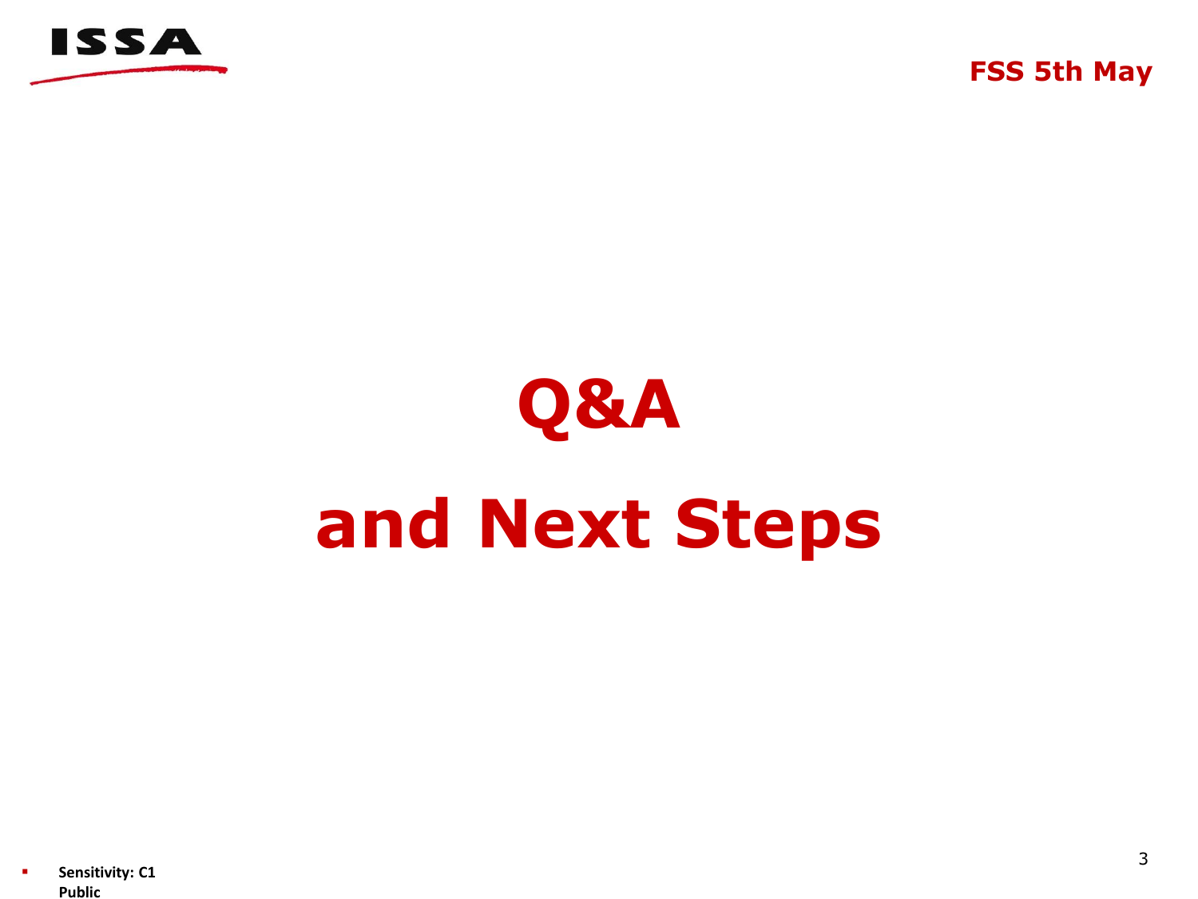# Q&A

# and Next Steps